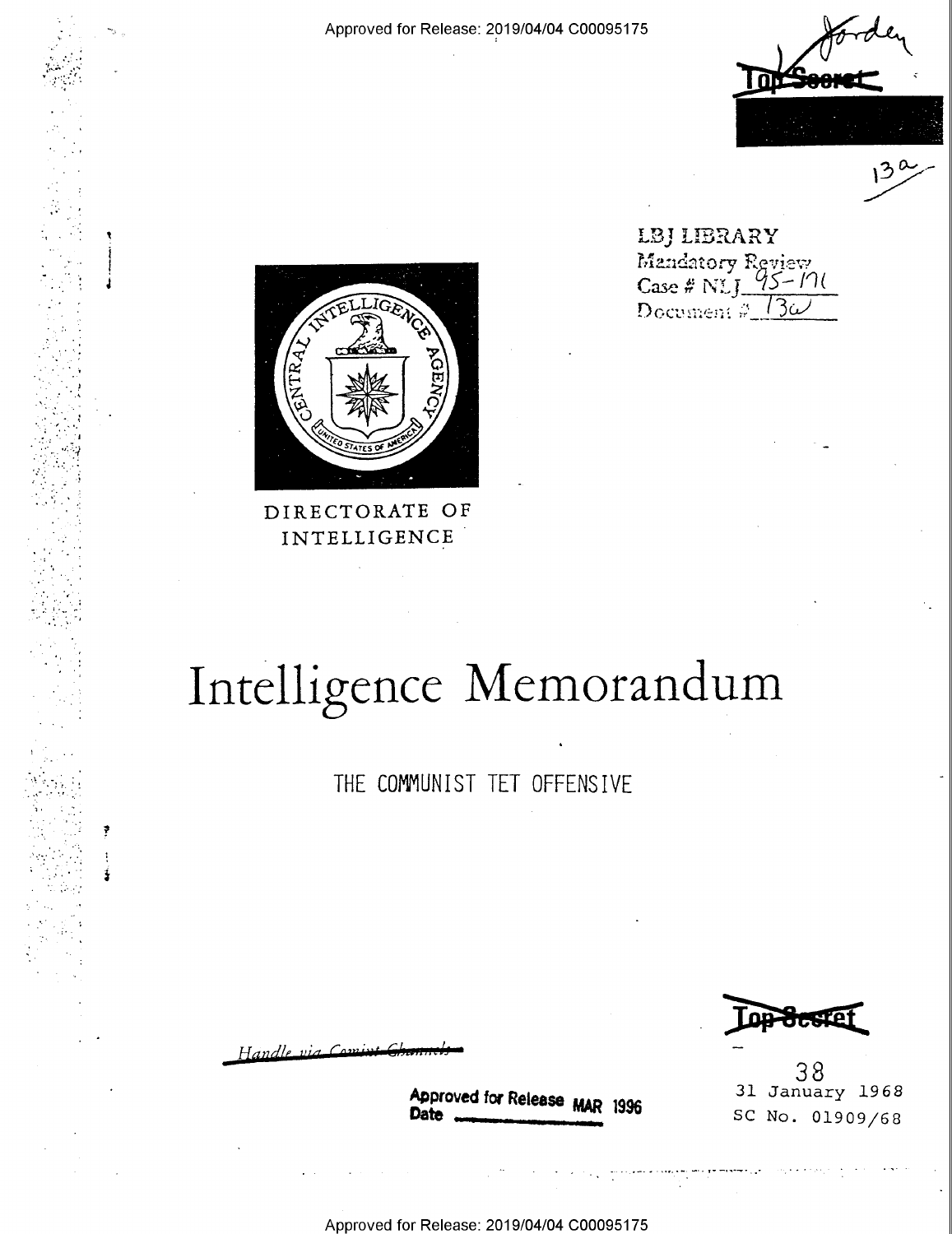Approved for Release: 2019/04/04 C00095175

~~Top Secret~~

Jorden

13a

LBJ LIBRARY
Mandatory Review
Case # NLJ 95-171
Document # 13a

DIRECTORATE OF INTELLIGENCE

# Intelligence Memorandum

## THE COMMUNIST TET OFFENSIVE

~~Handle via Comint Channels~~

Approved for Release MAR 1996
Date

~~Top Secret~~

38

31 January 1968
SC No. 01909/68

Approved for Release: 2019/04/04 C00095175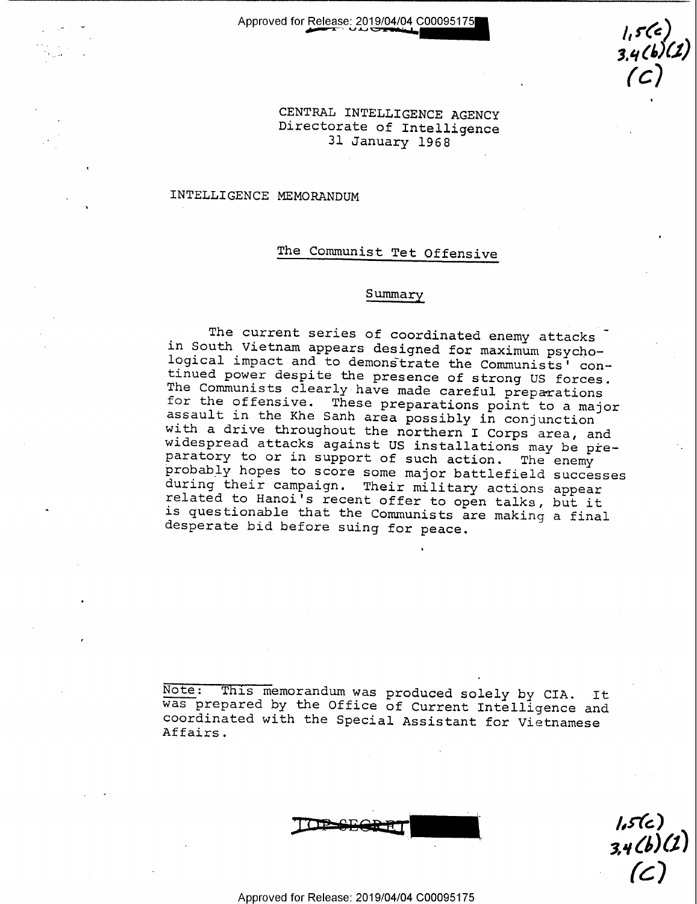CENTRAL INTELLIGENCE AGENCY
Directorate of Intelligence
31 January 1968

INTELLIGENCE MEMORANDUM

## The Communist Tet Offensive

### Summary

The current series of coordinated enemy attacks in South Vietnam appears designed for maximum psychological impact and to demonstrate the Communists' continued power despite the presence of strong US forces. The Communists clearly have made careful preparations for the offensive. These preparations point to a major assault in the Khe Sanh area possibly in conjunction with a drive throughout the northern I Corps area, and widespread attacks against US installations may be preparatory to or in support of such action. The enemy probably hopes to score some major battlefield successes during their campaign. Their military actions appear related to Hanoi's recent offer to open talks, but it is questionable that the Communists are making a final desperate bid before suing for peace.

Note: This memorandum was produced solely by CIA. It was prepared by the Office of Current Intelligence and coordinated with the Special Assistant for Vietnamese Affairs.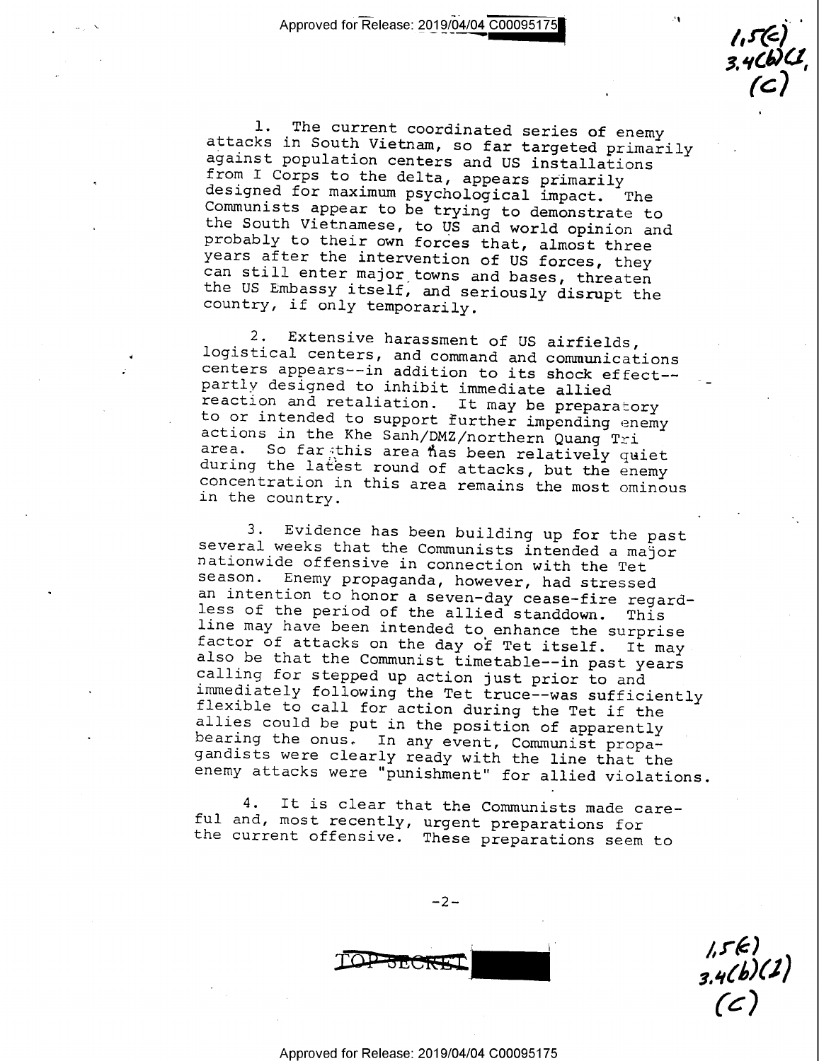1. The current coordinated series of enemy attacks in South Vietnam, so far targeted primarily against population centers and US installations from I Corps to the delta, appears primarily designed for maximum psychological impact. The Communists appear to be trying to demonstrate to the South Vietnamese, to US and world opinion and probably to their own forces that, almost three years after the intervention of US forces, they can still enter major towns and bases, threaten the US Embassy itself, and seriously disrupt the country, if only temporarily.

2. Extensive harassment of US airfields, logistical centers, and command and communications centers appears--in addition to its shock effect--partly designed to inhibit immediate allied reaction and retaliation. It may be preparatory to or intended to support further impending enemy actions in the Khe Sanh/DMZ/northern Quang Tri area. So far this area has been relatively quiet during the latest round of attacks, but the enemy concentration in this area remains the most ominous in the country.

3. Evidence has been building up for the past several weeks that the Communists intended a major nationwide offensive in connection with the Tet season. Enemy propaganda, however, had stressed an intention to honor a seven-day cease-fire regardless of the period of the allied standdown. This line may have been intended to enhance the surprise factor of attacks on the day of Tet itself. It may also be that the Communist timetable--in past years calling for stepped up action just prior to and immediately following the Tet truce--was sufficiently flexible to call for action during the Tet if the allies could be put in the position of apparently bearing the onus. In any event, Communist propagandists were clearly ready with the line that the enemy attacks were "punishment" for allied violations.

4. It is clear that the Communists made careful and, most recently, urgent preparations for the current offensive. These preparations seem to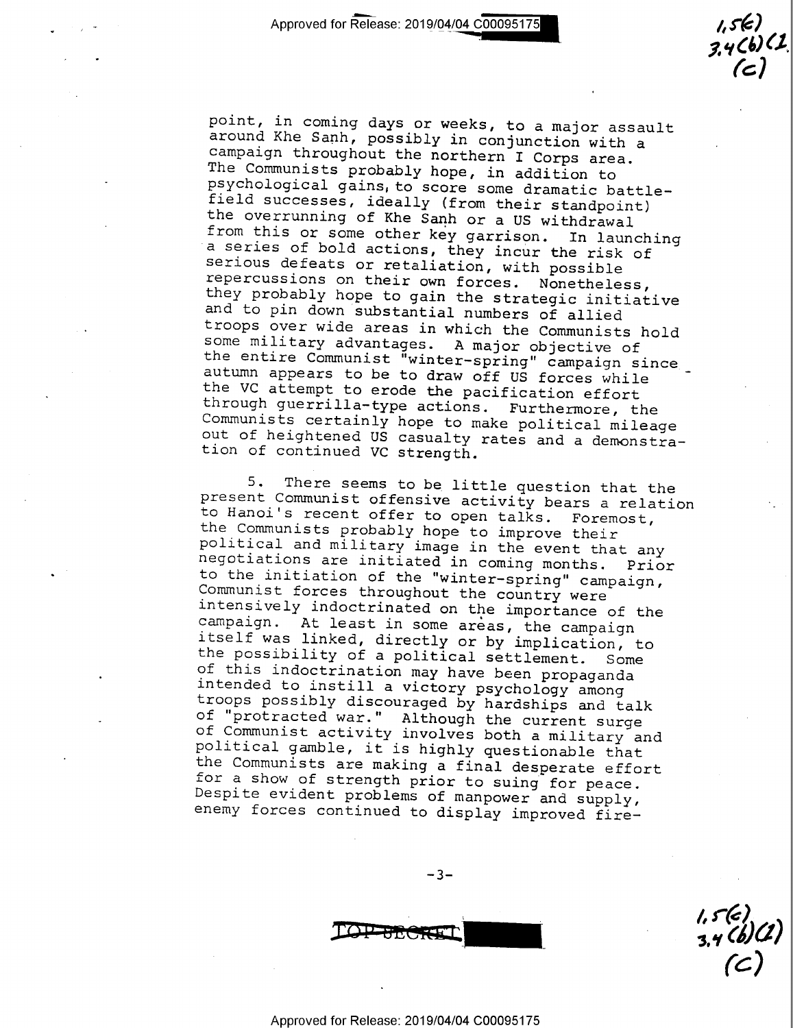point, in coming days or weeks, to a major assault around Khe Sanh, possibly in conjunction with a campaign throughout the northern I Corps area. The Communists probably hope, in addition to psychological gains, to score some dramatic battlefield successes, ideally (from their standpoint) the overrunning of Khe Sanh or a US withdrawal from this or some other key garrison. In launching a series of bold actions, they incur the risk of serious defeats or retaliation, with possible repercussions on their own forces. Nonetheless, they probably hope to gain the strategic initiative and to pin down substantial numbers of allied troops over wide areas in which the Communists hold some military advantages. A major objective of the entire Communist "winter-spring" campaign since autumn appears to be to draw off US forces while the VC attempt to erode the pacification effort through guerrilla-type actions. Furthermore, the Communists certainly hope to make political mileage out of heightened US casualty rates and a demonstration of continued VC strength.

5. There seems to be little question that the present Communist offensive activity bears a relation to Hanoi's recent offer to open talks. Foremost, the Communists probably hope to improve their political and military image in the event that any negotiations are initiated in coming months. Prior to the initiation of the "winter-spring" campaign, Communist forces throughout the country were intensively indoctrinated on the importance of the campaign. At least in some areas, the campaign itself was linked, directly or by implication, to the possibility of a political settlement. Some of this indoctrination may have been propaganda intended to instill a victory psychology among troops possibly discouraged by hardships and talk of "protracted war." Although the current surge of Communist activity involves both a military and political gamble, it is highly questionable that the Communists are making a final desperate effort for a show of strength prior to suing for peace. Despite evident problems of manpower and supply, enemy forces continued to display improved fire-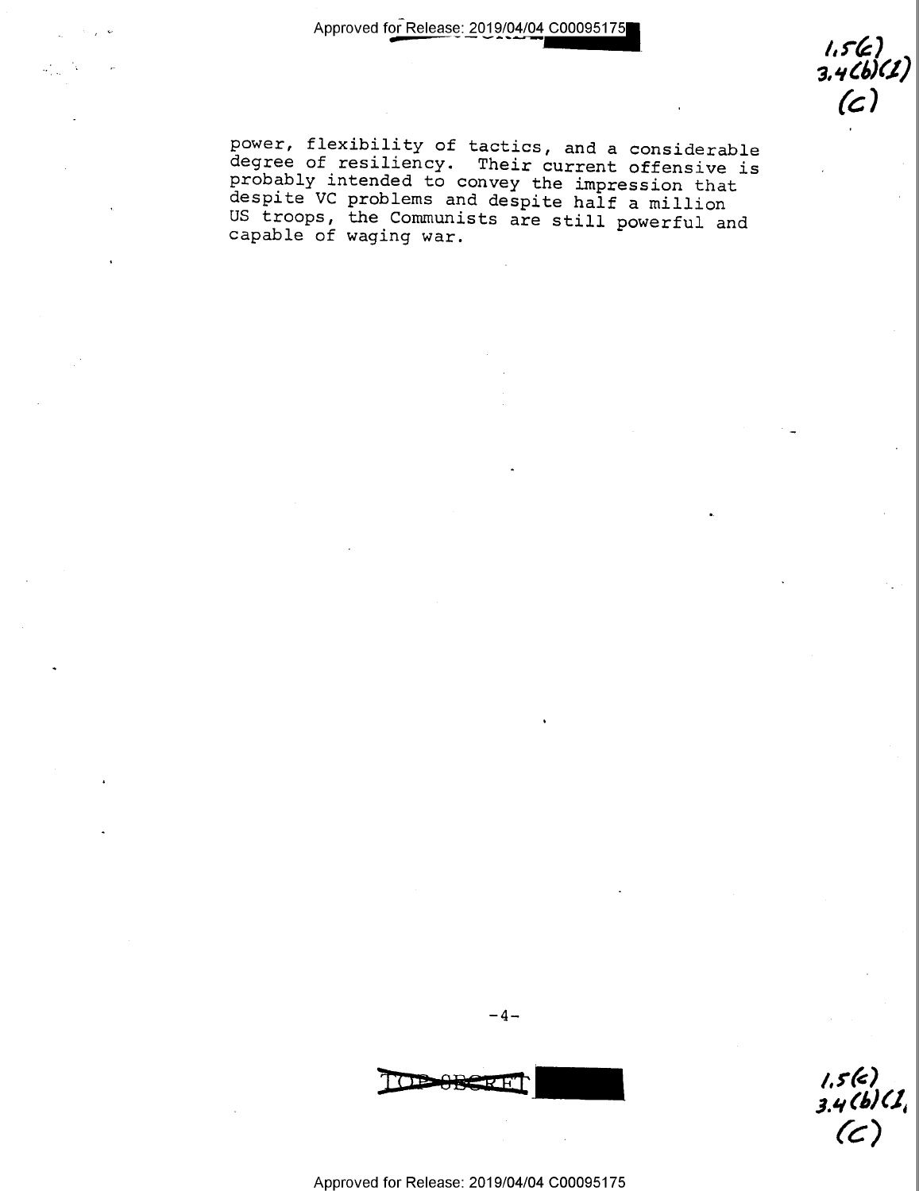power, flexibility of tactics, and a considerable degree of resiliency. Their current offensive is probably intended to convey the impression that despite VC problems and despite half a million US troops, the Communists are still powerful and capable of waging war.